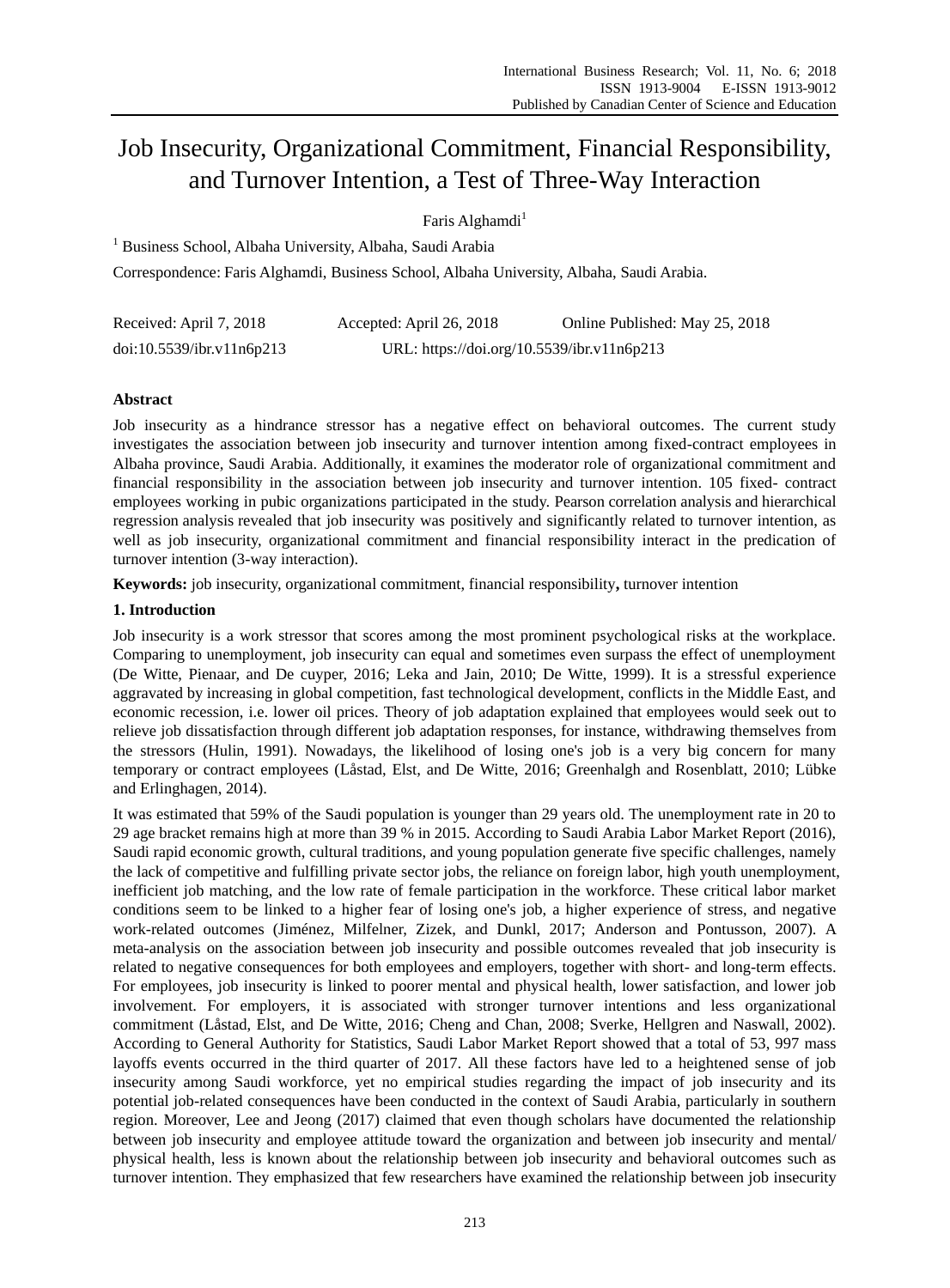# Job Insecurity, Organizational Commitment, Financial Responsibility, and Turnover Intention, a Test of Three-Way Interaction

Faris Alghamdi[1]

[1] Business School, Albaha University, Albaha, Saudi Arabia

Correspondence: Faris Alghamdi, Business School, Albaha University, Albaha, Saudi Arabia.

Received: April 7, 2018 Accepted: April 26, 2018 Online Published: May 25, 2018

doi:10.5539/ibr.v11n6p213 URL: https://doi.org/10.5539/ibr.v11n6p213

## Abstract

Job insecurity as a hindrance stressor has a negative effect on behavioral outcomes. The current study investigates the association between job insecurity and turnover intention among fixed-contract employees in Albaha province, Saudi Arabia. Additionally, it examines the moderator role of organizational commitment and financial responsibility in the association between job insecurity and turnover intention. 105 fixed- contract employees working in pubic organizations participated in the study. Pearson correlation analysis and hierarchical regression analysis revealed that job insecurity was positively and significantly related to turnover intention, as well as job insecurity, organizational commitment and financial responsibility interact in the predication of turnover intention (3-way interaction).

**Keywords:** job insecurity, organizational commitment, financial responsibility**,** turnover intention

## 1. Introduction

Job insecurity is a work stressor that scores among the most prominent psychological risks at the workplace. Comparing to unemployment, job insecurity can equal and sometimes even surpass the effect of unemployment (De Witte, Pienaar, and De cuyper, 2016; Leka and Jain, 2010; De Witte, 1999). It is a stressful experience aggravated by increasing in global competition, fast technological development, conflicts in the Middle East, and economic recession, i.e. lower oil prices. Theory of job adaptation explained that employees would seek out to relieve job dissatisfaction through different job adaptation responses, for instance, withdrawing themselves from the stressors (Hulin, 1991). Nowadays, the likelihood of losing one's job is a very big concern for many temporary or contract employees (Låstad, Elst, and De Witte, 2016; Greenhalgh and Rosenblatt, 2010; Lübke and Erlinghagen, 2014).

It was estimated that 59% of the Saudi population is younger than 29 years old. The unemployment rate in 20 to 29 age bracket remains high at more than 39 % in 2015. According to Saudi Arabia Labor Market Report (2016), Saudi rapid economic growth, cultural traditions, and young population generate five specific challenges, namely the lack of competitive and fulfilling private sector jobs, the reliance on foreign labor, high youth unemployment, inefficient job matching, and the low rate of female participation in the workforce. These critical labor market conditions seem to be linked to a higher fear of losing one's job, a higher experience of stress, and negative work-related outcomes (Jiménez, Milfelner, Zizek, and Dunkl, 2017; Anderson and Pontusson, 2007). A meta-analysis on the association between job insecurity and possible outcomes revealed that job insecurity is related to negative consequences for both employees and employers, together with short- and long-term effects. For employees, job insecurity is linked to poorer mental and physical health, lower satisfaction, and lower job involvement. For employers, it is associated with stronger turnover intentions and less organizational commitment (Låstad, Elst, and De Witte, 2016; Cheng and Chan, 2008; Sverke, Hellgren and Naswall, 2002). According to General Authority for Statistics, Saudi Labor Market Report showed that a total of 53, 997 mass layoffs events occurred in the third quarter of 2017. All these factors have led to a heightened sense of job insecurity among Saudi workforce, yet no empirical studies regarding the impact of job insecurity and its potential job-related consequences have been conducted in the context of Saudi Arabia, particularly in southern region. Moreover, Lee and Jeong (2017) claimed that even though scholars have documented the relationship between job insecurity and employee attitude toward the organization and between job insecurity and mental/ physical health, less is known about the relationship between job insecurity and behavioral outcomes such as turnover intention. They emphasized that few researchers have examined the relationship between job insecurity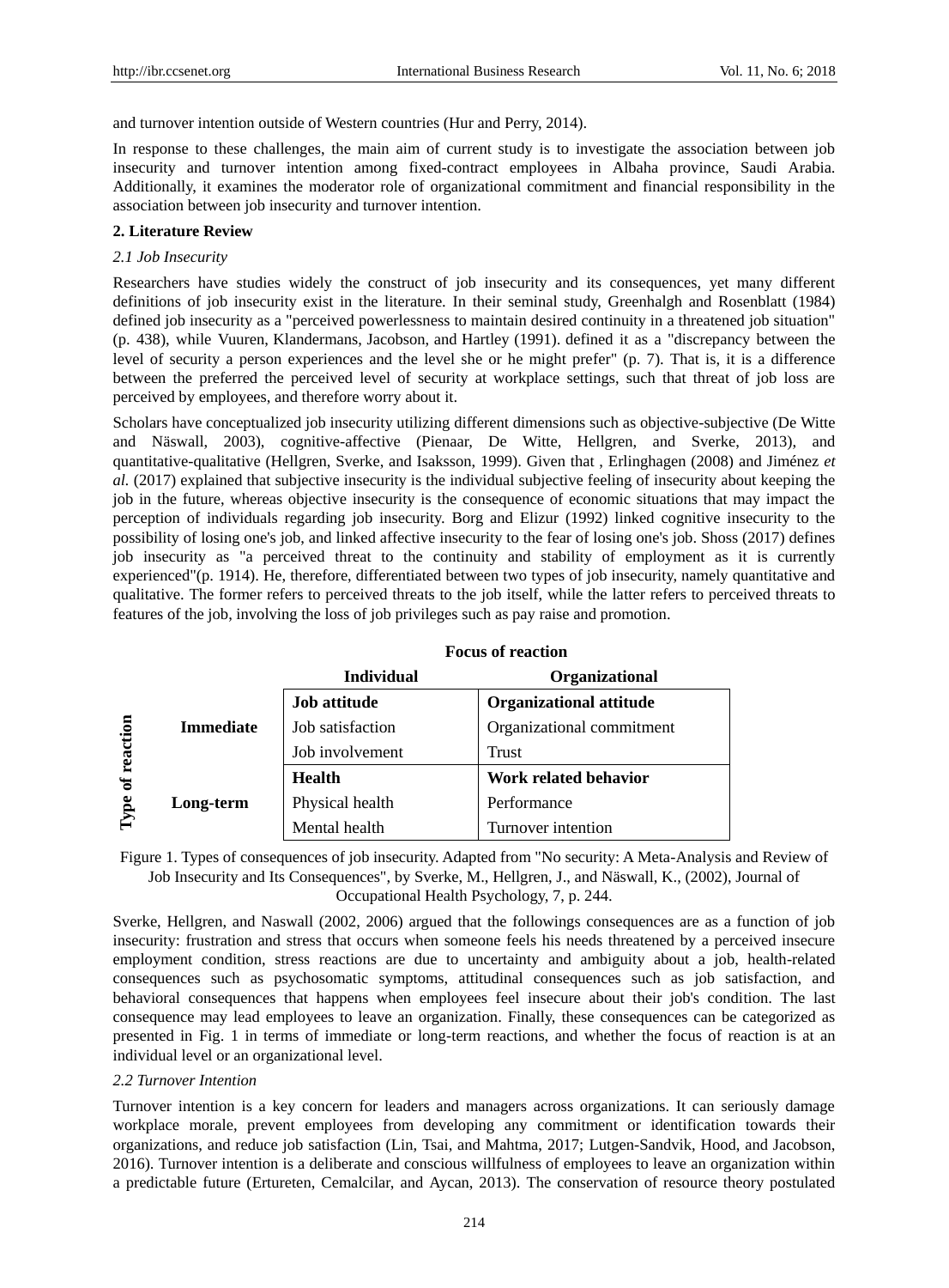and turnover intention outside of Western countries (Hur and Perry, 2014).

In response to these challenges, the main aim of current study is to investigate the association between job insecurity and turnover intention among fixed-contract employees in Albaha province, Saudi Arabia. Additionally, it examines the moderator role of organizational commitment and financial responsibility in the association between job insecurity and turnover intention.

## 2. Literature Review

### *2.1 Job Insecurity*

Researchers have studies widely the construct of job insecurity and its consequences, yet many different definitions of job insecurity exist in the literature. In their seminal study, Greenhalgh and Rosenblatt (1984) defined job insecurity as a "perceived powerlessness to maintain desired continuity in a threatened job situation" (p. 438), while Vuuren, Klandermans, Jacobson, and Hartley (1991). defined it as a "discrepancy between the level of security a person experiences and the level she or he might prefer" (p. 7). That is, it is a difference between the preferred the perceived level of security at workplace settings, such that threat of job loss are perceived by employees, and therefore worry about it.

Scholars have conceptualized job insecurity utilizing different dimensions such as objective-subjective (De Witte and Näswall, 2003), cognitive-affective (Pienaar, De Witte, Hellgren, and Sverke, 2013), and quantitative-qualitative (Hellgren, Sverke, and Isaksson, 1999). Given that , Erlinghagen (2008) and Jiménez *et al.* (2017) explained that subjective insecurity is the individual subjective feeling of insecurity about keeping the job in the future, whereas objective insecurity is the consequence of economic situations that may impact the perception of individuals regarding job insecurity. Borg and Elizur (1992) linked cognitive insecurity to the possibility of losing one's job, and linked affective insecurity to the fear of losing one's job. Shoss (2017) defines job insecurity as "a perceived threat to the continuity and stability of employment as it is currently experienced"(p. 1914). He, therefore, differentiated between two types of job insecurity, namely quantitative and qualitative. The former refers to perceived threats to the job itself, while the latter refers to perceived threats to features of the job, involving the loss of job privileges such as pay raise and promotion.

| Type of reaction | | Focus of reaction: Individual | Focus of reaction: Organizational |
|---|---|---|---|
| Immediate | | **Job attitude** | **Organizational attitude** |
| | | Job satisfaction | Organizational commitment |
| | | Job involvement | Trust |
| Long-term | | **Health** | **Work related behavior** |
| | | Physical health | Performance |
| | | Mental health | Turnover intention |

Figure 1. Types of consequences of job insecurity. Adapted from "No security: A Meta-Analysis and Review of Job Insecurity and Its Consequences", by Sverke, M., Hellgren, J., and Näswall, K., (2002), Journal of Occupational Health Psychology, 7, p. 244.

Sverke, Hellgren, and Naswall (2002, 2006) argued that the followings consequences are as a function of job insecurity: frustration and stress that occurs when someone feels his needs threatened by a perceived insecure employment condition, stress reactions are due to uncertainty and ambiguity about a job, health-related consequences such as psychosomatic symptoms, attitudinal consequences such as job satisfaction, and behavioral consequences that happens when employees feel insecure about their job's condition. The last consequence may lead employees to leave an organization. Finally, these consequences can be categorized as presented in Fig. 1 in terms of immediate or long-term reactions, and whether the focus of reaction is at an individual level or an organizational level.

### *2.2 Turnover Intention*

Turnover intention is a key concern for leaders and managers across organizations. It can seriously damage workplace morale, prevent employees from developing any commitment or identification towards their organizations, and reduce job satisfaction (Lin, Tsai, and Mahtma, 2017; Lutgen-Sandvik, Hood, and Jacobson, 2016). Turnover intention is a deliberate and conscious willfulness of employees to leave an organization within a predictable future (Ertureten, Cemalcilar, and Aycan, 2013). The conservation of resource theory postulated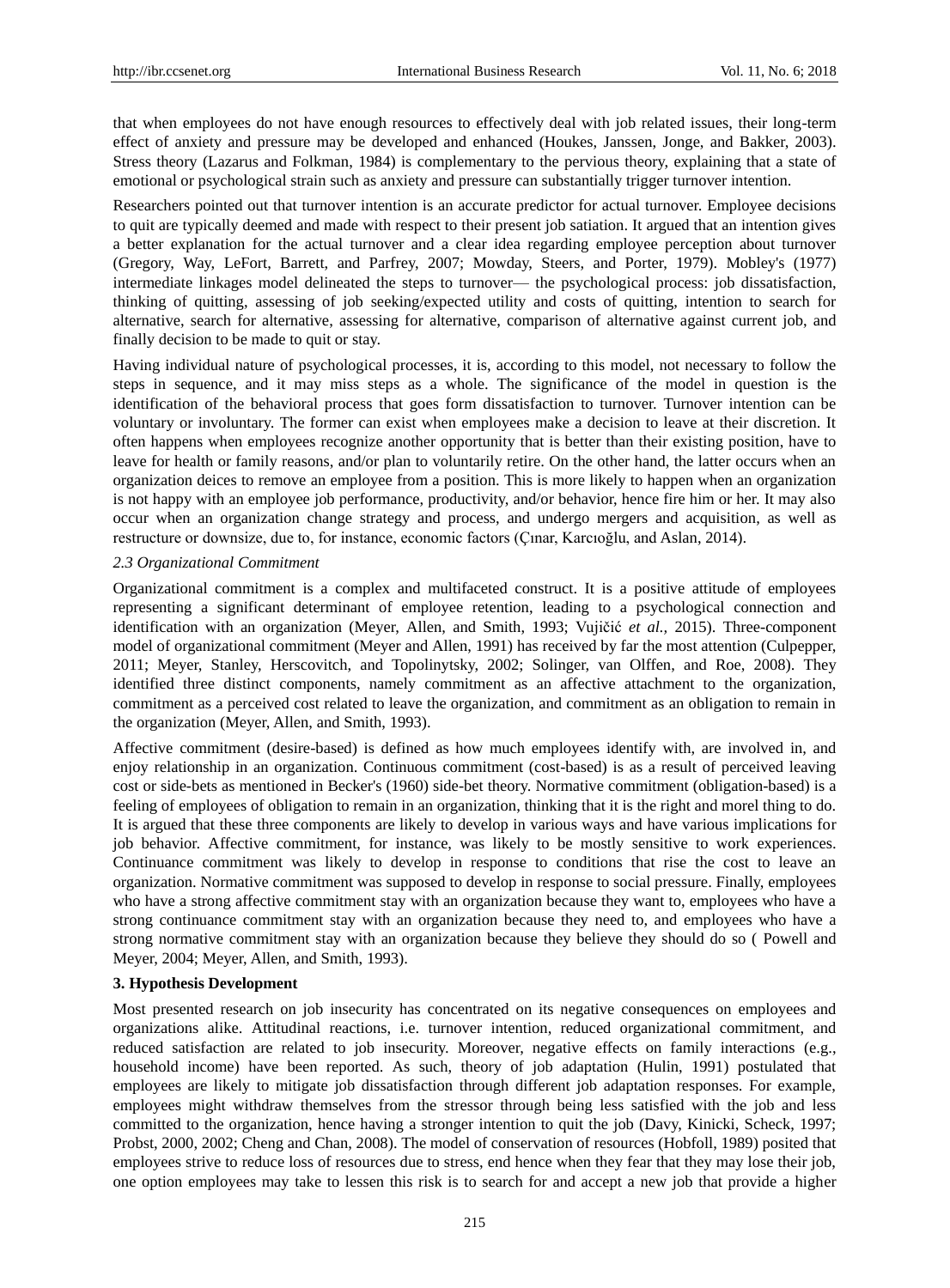that when employees do not have enough resources to effectively deal with job related issues, their long-term effect of anxiety and pressure may be developed and enhanced (Houkes, Janssen, Jonge, and Bakker, 2003). Stress theory (Lazarus and Folkman, 1984) is complementary to the pervious theory, explaining that a state of emotional or psychological strain such as anxiety and pressure can substantially trigger turnover intention.

Researchers pointed out that turnover intention is an accurate predictor for actual turnover. Employee decisions to quit are typically deemed and made with respect to their present job satiation. It argued that an intention gives a better explanation for the actual turnover and a clear idea regarding employee perception about turnover (Gregory, Way, LeFort, Barrett, and Parfrey, 2007; Mowday, Steers, and Porter, 1979). Mobley's (1977) intermediate linkages model delineated the steps to turnover— the psychological process: job dissatisfaction, thinking of quitting, assessing of job seeking/expected utility and costs of quitting, intention to search for alternative, search for alternative, assessing for alternative, comparison of alternative against current job, and finally decision to be made to quit or stay.

Having individual nature of psychological processes, it is, according to this model, not necessary to follow the steps in sequence, and it may miss steps as a whole. The significance of the model in question is the identification of the behavioral process that goes form dissatisfaction to turnover. Turnover intention can be voluntary or involuntary. The former can exist when employees make a decision to leave at their discretion. It often happens when employees recognize another opportunity that is better than their existing position, have to leave for health or family reasons, and/or plan to voluntarily retire. On the other hand, the latter occurs when an organization deices to remove an employee from a position. This is more likely to happen when an organization is not happy with an employee job performance, productivity, and/or behavior, hence fire him or her. It may also occur when an organization change strategy and process, and undergo mergers and acquisition, as well as restructure or downsize, due to, for instance, economic factors (Çınar, Karcıoğlu, and Aslan, 2014).

### *2.3 Organizational Commitment*

Organizational commitment is a complex and multifaceted construct. It is a positive attitude of employees representing a significant determinant of employee retention, leading to a psychological connection and identification with an organization (Meyer, Allen, and Smith, 1993; Vujičić *et al.*, 2015). Three-component model of organizational commitment (Meyer and Allen, 1991) has received by far the most attention (Culpepper, 2011; Meyer, Stanley, Herscovitch, and Topolinytsky, 2002; Solinger, van Olffen, and Roe, 2008). They identified three distinct components, namely commitment as an affective attachment to the organization, commitment as a perceived cost related to leave the organization, and commitment as an obligation to remain in the organization (Meyer, Allen, and Smith, 1993).

Affective commitment (desire-based) is defined as how much employees identify with, are involved in, and enjoy relationship in an organization. Continuous commitment (cost-based) is as a result of perceived leaving cost or side-bets as mentioned in Becker's (1960) side-bet theory. Normative commitment (obligation-based) is a feeling of employees of obligation to remain in an organization, thinking that it is the right and morel thing to do. It is argued that these three components are likely to develop in various ways and have various implications for job behavior. Affective commitment, for instance, was likely to be mostly sensitive to work experiences. Continuance commitment was likely to develop in response to conditions that rise the cost to leave an organization. Normative commitment was supposed to develop in response to social pressure. Finally, employees who have a strong affective commitment stay with an organization because they want to, employees who have a strong continuance commitment stay with an organization because they need to, and employees who have a strong normative commitment stay with an organization because they believe they should do so ( Powell and Meyer, 2004; Meyer, Allen, and Smith, 1993).

## **3. Hypothesis Development**

Most presented research on job insecurity has concentrated on its negative consequences on employees and organizations alike. Attitudinal reactions, i.e. turnover intention, reduced organizational commitment, and reduced satisfaction are related to job insecurity. Moreover, negative effects on family interactions (e.g., household income) have been reported. As such, theory of job adaptation (Hulin, 1991) postulated that employees are likely to mitigate job dissatisfaction through different job adaptation responses. For example, employees might withdraw themselves from the stressor through being less satisfied with the job and less committed to the organization, hence having a stronger intention to quit the job (Davy, Kinicki, Scheck, 1997; Probst, 2000, 2002; Cheng and Chan, 2008). The model of conservation of resources (Hobfoll, 1989) posited that employees strive to reduce loss of resources due to stress, end hence when they fear that they may lose their job, one option employees may take to lessen this risk is to search for and accept a new job that provide a higher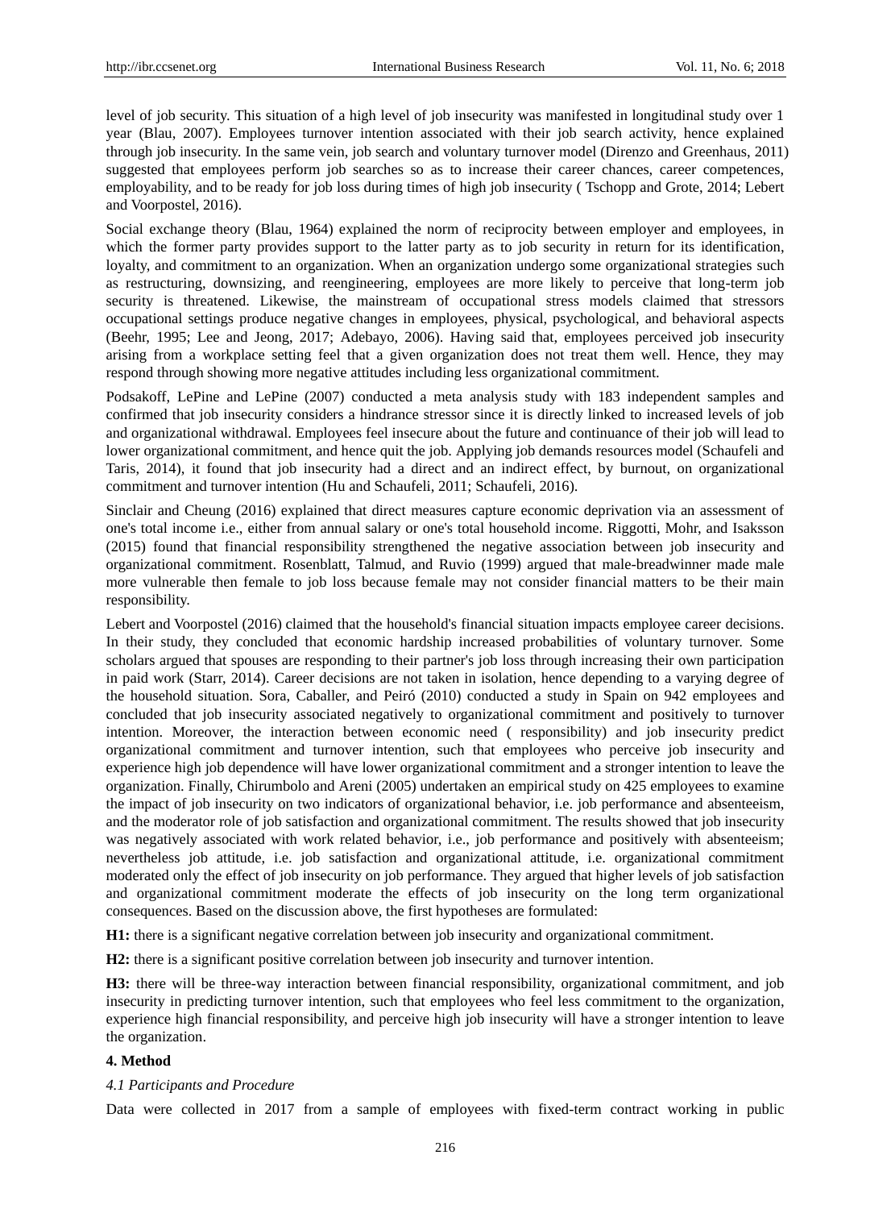level of job security. This situation of a high level of job insecurity was manifested in longitudinal study over 1 year (Blau, 2007). Employees turnover intention associated with their job search activity, hence explained through job insecurity. In the same vein, job search and voluntary turnover model (Direnzo and Greenhaus, 2011) suggested that employees perform job searches so as to increase their career chances, career competences, employability, and to be ready for job loss during times of high job insecurity ( Tschopp and Grote, 2014; Lebert and Voorpostel, 2016).

Social exchange theory (Blau, 1964) explained the norm of reciprocity between employer and employees, in which the former party provides support to the latter party as to job security in return for its identification, loyalty, and commitment to an organization. When an organization undergo some organizational strategies such as restructuring, downsizing, and reengineering, employees are more likely to perceive that long-term job security is threatened. Likewise, the mainstream of occupational stress models claimed that stressors occupational settings produce negative changes in employees, physical, psychological, and behavioral aspects (Beehr, 1995; Lee and Jeong, 2017; Adebayo, 2006). Having said that, employees perceived job insecurity arising from a workplace setting feel that a given organization does not treat them well. Hence, they may respond through showing more negative attitudes including less organizational commitment.

Podsakoff, LePine and LePine (2007) conducted a meta analysis study with 183 independent samples and confirmed that job insecurity considers a hindrance stressor since it is directly linked to increased levels of job and organizational withdrawal. Employees feel insecure about the future and continuance of their job will lead to lower organizational commitment, and hence quit the job. Applying job demands resources model (Schaufeli and Taris, 2014), it found that job insecurity had a direct and an indirect effect, by burnout, on organizational commitment and turnover intention (Hu and Schaufeli, 2011; Schaufeli, 2016).

Sinclair and Cheung (2016) explained that direct measures capture economic deprivation via an assessment of one's total income i.e., either from annual salary or one's total household income. Riggotti, Mohr, and Isaksson (2015) found that financial responsibility strengthened the negative association between job insecurity and organizational commitment. Rosenblatt, Talmud, and Ruvio (1999) argued that male-breadwinner made male more vulnerable then female to job loss because female may not consider financial matters to be their main responsibility.

Lebert and Voorpostel (2016) claimed that the household's financial situation impacts employee career decisions. In their study, they concluded that economic hardship increased probabilities of voluntary turnover. Some scholars argued that spouses are responding to their partner's job loss through increasing their own participation in paid work (Starr, 2014). Career decisions are not taken in isolation, hence depending to a varying degree of the household situation. Sora, Caballer, and Peiró (2010) conducted a study in Spain on 942 employees and concluded that job insecurity associated negatively to organizational commitment and positively to turnover intention. Moreover, the interaction between economic need ( responsibility) and job insecurity predict organizational commitment and turnover intention, such that employees who perceive job insecurity and experience high job dependence will have lower organizational commitment and a stronger intention to leave the organization. Finally, Chirumbolo and Areni (2005) undertaken an empirical study on 425 employees to examine the impact of job insecurity on two indicators of organizational behavior, i.e. job performance and absenteeism, and the moderator role of job satisfaction and organizational commitment. The results showed that job insecurity was negatively associated with work related behavior, i.e., job performance and positively with absenteeism; nevertheless job attitude, i.e. job satisfaction and organizational attitude, i.e. organizational commitment moderated only the effect of job insecurity on job performance. They argued that higher levels of job satisfaction and organizational commitment moderate the effects of job insecurity on the long term organizational consequences. Based on the discussion above, the first hypotheses are formulated:

**H1:** there is a significant negative correlation between job insecurity and organizational commitment.

**H2:** there is a significant positive correlation between job insecurity and turnover intention.

**H3:** there will be three-way interaction between financial responsibility, organizational commitment, and job insecurity in predicting turnover intention, such that employees who feel less commitment to the organization, experience high financial responsibility, and perceive high job insecurity will have a stronger intention to leave the organization.

## 4. Method

### *4.1 Participants and Procedure*

Data were collected in 2017 from a sample of employees with fixed-term contract working in public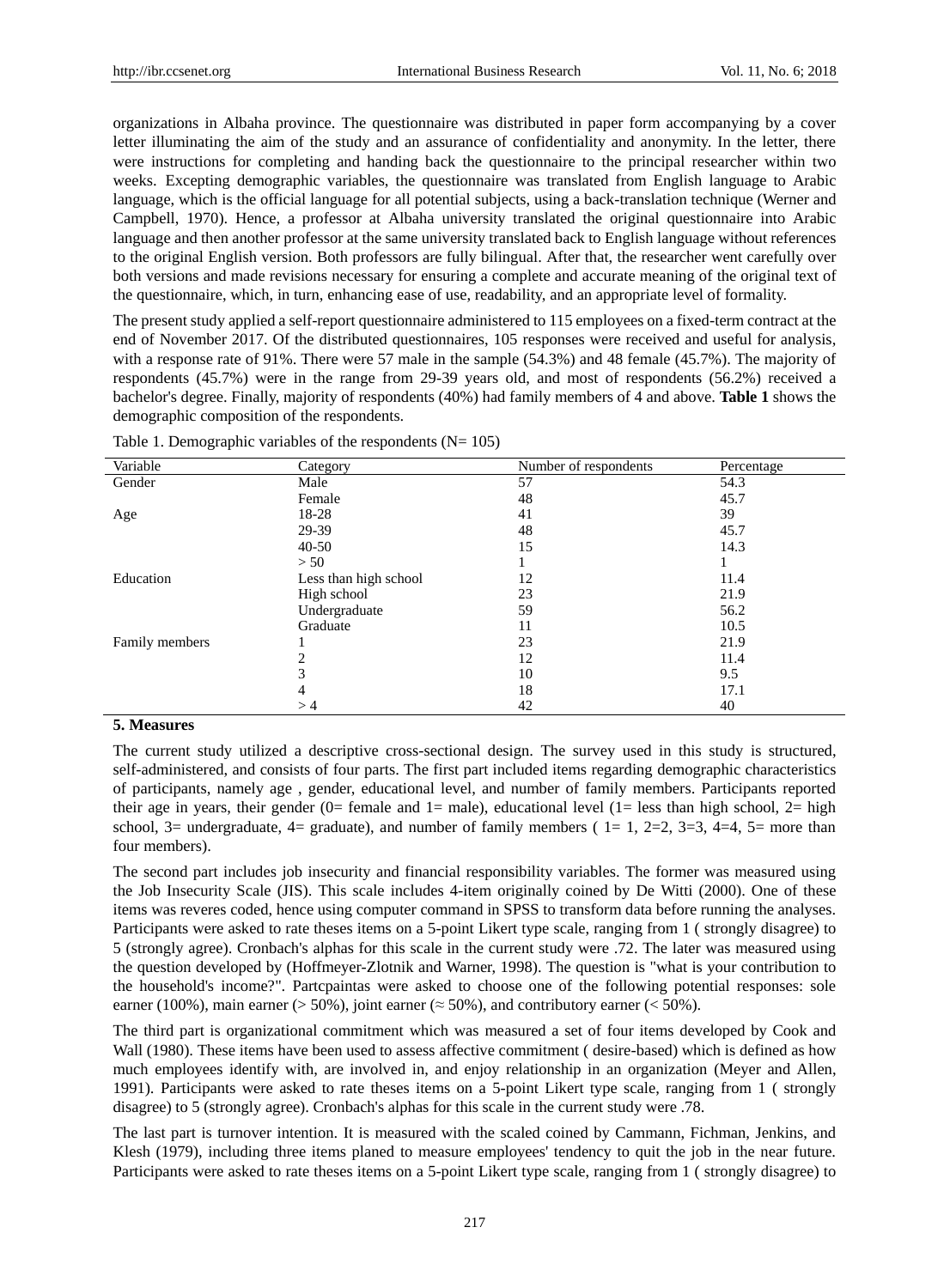organizations in Albaha province. The questionnaire was distributed in paper form accompanying by a cover letter illuminating the aim of the study and an assurance of confidentiality and anonymity. In the letter, there were instructions for completing and handing back the questionnaire to the principal researcher within two weeks. Excepting demographic variables, the questionnaire was translated from English language to Arabic language, which is the official language for all potential subjects, using a back-translation technique (Werner and Campbell, 1970). Hence, a professor at Albaha university translated the original questionnaire into Arabic language and then another professor at the same university translated back to English language without references to the original English version. Both professors are fully bilingual. After that, the researcher went carefully over both versions and made revisions necessary for ensuring a complete and accurate meaning of the original text of the questionnaire, which, in turn, enhancing ease of use, readability, and an appropriate level of formality.

The present study applied a self-report questionnaire administered to 115 employees on a fixed-term contract at the end of November 2017. Of the distributed questionnaires, 105 responses were received and useful for analysis, with a response rate of 91%. There were 57 male in the sample (54.3%) and 48 female (45.7%). The majority of respondents (45.7%) were in the range from 29-39 years old, and most of respondents (56.2%) received a bachelor's degree. Finally, majority of respondents (40%) had family members of 4 and above. **Table 1** shows the demographic composition of the respondents.

Table 1. Demographic variables of the respondents (N= 105)

| Variable | Category | Number of respondents | Percentage |
|---|---|---|---|
| Gender | Male | 57 | 54.3 |
| | Female | 48 | 45.7 |
| Age | 18-28 | 41 | 39 |
| | 29-39 | 48 | 45.7 |
| | 40-50 | 15 | 14.3 |
| | > 50 | 1 | 1 |
| Education | Less than high school | 12 | 11.4 |
| | High school | 23 | 21.9 |
| | Undergraduate | 59 | 56.2 |
| | Graduate | 11 | 10.5 |
| Family members | 1 | 23 | 21.9 |
| | 2 | 12 | 11.4 |
| | 3 | 10 | 9.5 |
| | 4 | 18 | 17.1 |
| | > 4 | 42 | 40 |

## 5. Measures

The current study utilized a descriptive cross-sectional design. The survey used in this study is structured, self-administered, and consists of four parts. The first part included items regarding demographic characteristics of participants, namely age , gender, educational level, and number of family members. Participants reported their age in years, their gender (0= female and 1= male), educational level (1= less than high school, 2= high school, 3= undergraduate, 4= graduate), and number of family members ( 1= 1, 2=2, 3=3, 4=4, 5= more than four members).

The second part includes job insecurity and financial responsibility variables. The former was measured using the Job Insecurity Scale (JIS). This scale includes 4-item originally coined by De Witti (2000). One of these items was reveres coded, hence using computer command in SPSS to transform data before running the analyses. Participants were asked to rate theses items on a 5-point Likert type scale, ranging from 1 ( strongly disagree) to 5 (strongly agree). Cronbach's alphas for this scale in the current study were .72. The later was measured using the question developed by (Hoffmeyer-Zlotnik and Warner, 1998). The question is "what is your contribution to the household's income?". Partcpaintas were asked to choose one of the following potential responses: sole earner (100%), main earner (> 50%), joint earner (≈ 50%), and contributory earner (< 50%).

The third part is organizational commitment which was measured a set of four items developed by Cook and Wall (1980). These items have been used to assess affective commitment ( desire-based) which is defined as how much employees identify with, are involved in, and enjoy relationship in an organization (Meyer and Allen, 1991). Participants were asked to rate theses items on a 5-point Likert type scale, ranging from 1 ( strongly disagree) to 5 (strongly agree). Cronbach's alphas for this scale in the current study were .78.

The last part is turnover intention. It is measured with the scaled coined by Cammann, Fichman, Jenkins, and Klesh (1979), including three items planed to measure employees' tendency to quit the job in the near future. Participants were asked to rate theses items on a 5-point Likert type scale, ranging from 1 ( strongly disagree) to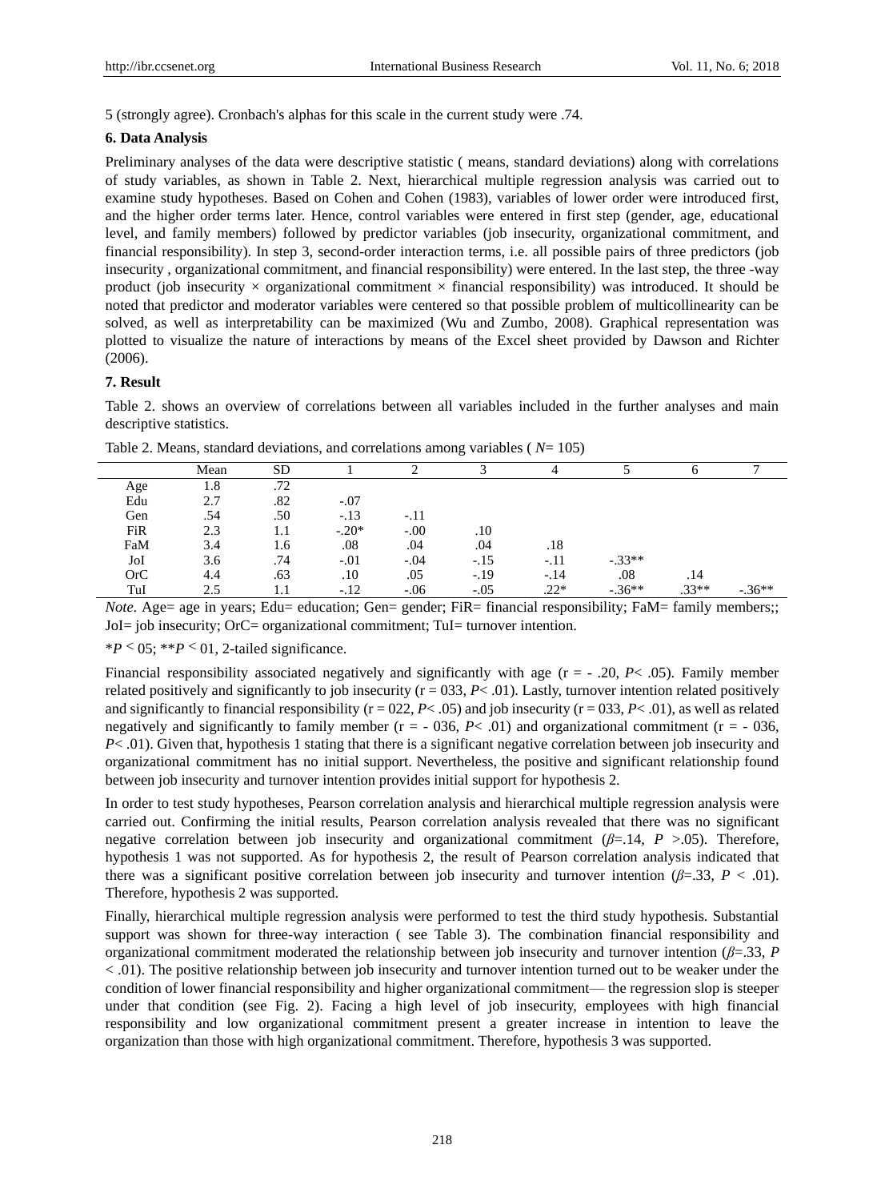5 (strongly agree). Cronbach's alphas for this scale in the current study were .74.

## 6. Data Analysis

Preliminary analyses of the data were descriptive statistic ( means, standard deviations) along with correlations of study variables, as shown in Table 2. Next, hierarchical multiple regression analysis was carried out to examine study hypotheses. Based on Cohen and Cohen (1983), variables of lower order were introduced first, and the higher order terms later. Hence, control variables were entered in first step (gender, age, educational level, and family members) followed by predictor variables (job insecurity, organizational commitment, and financial responsibility). In step 3, second-order interaction terms, i.e. all possible pairs of three predictors (job insecurity , organizational commitment, and financial responsibility) were entered. In the last step, the three -way product (job insecurity × organizational commitment × financial responsibility) was introduced. It should be noted that predictor and moderator variables were centered so that possible problem of multicollinearity can be solved, as well as interpretability can be maximized (Wu and Zumbo, 2008). Graphical representation was plotted to visualize the nature of interactions by means of the Excel sheet provided by Dawson and Richter (2006).

## 7. Result

Table 2. shows an overview of correlations between all variables included in the further analyses and main descriptive statistics.

Table 2. Means, standard deviations, and correlations among variables ( *N*= 105)

| | Mean | SD | 1 | 2 | 3 | 4 | 5 | 6 | 7 |
|---|---|---|---|---|---|---|---|---|---|
| Age | 1.8 | .72 | | | | | | | |
| Edu | 2.7 | .82 | -.07 | | | | | | |
| Gen | .54 | .50 | -.13 | -.11 | | | | | |
| FiR | 2.3 | 1.1 | -.20* | -.00 | .10 | | | | |
| FaM | 3.4 | 1.6 | .08 | .04 | .04 | .18 | | | |
| JoI | 3.6 | .74 | -.01 | -.04 | -.15 | -.11 | -.33** | | |
| OrC | 4.4 | .63 | .10 | .05 | -.19 | -.14 | .08 | .14 | |
| TuI | 2.5 | 1.1 | -.12 | -.06 | -.05 | .22* | -.36** | .33** | -.36** |

*Note*. Age= age in years; Edu= education; Gen= gender; FiR= financial responsibility; FaM= family members;; JoI= job insecurity; OrC= organizational commitment; TuI= turnover intention.

\**P* < 05; \*\**P* < 01, 2-tailed significance.

Financial responsibility associated negatively and significantly with age (r = - .20, *P*< .05). Family member related positively and significantly to job insecurity (r = 033, *P*< .01). Lastly, turnover intention related positively and significantly to financial responsibility (r = 022, *P*< .05) and job insecurity (r = 033, *P*< .01), as well as related negatively and significantly to family member (r = - 036, *P*< .01) and organizational commitment (r = - 036, *P*< .01). Given that, hypothesis 1 stating that there is a significant negative correlation between job insecurity and organizational commitment has no initial support. Nevertheless, the positive and significant relationship found between job insecurity and turnover intention provides initial support for hypothesis 2.

In order to test study hypotheses, Pearson correlation analysis and hierarchical multiple regression analysis were carried out. Confirming the initial results, Pearson correlation analysis revealed that there was no significant negative correlation between job insecurity and organizational commitment ($\beta$=.14, $P$ >.05). Therefore, hypothesis 1 was not supported. As for hypothesis 2, the result of Pearson correlation analysis indicated that there was a significant positive correlation between job insecurity and turnover intention ($\beta$=.33, $P$ < .01). Therefore, hypothesis 2 was supported.

Finally, hierarchical multiple regression analysis were performed to test the third study hypothesis. Substantial support was shown for three-way interaction ( see Table 3). The combination financial responsibility and organizational commitment moderated the relationship between job insecurity and turnover intention ($\beta$=.33, $P$ < .01). The positive relationship between job insecurity and turnover intention turned out to be weaker under the condition of lower financial responsibility and higher organizational commitment— the regression slop is steeper under that condition (see Fig. 2). Facing a high level of job insecurity, employees with high financial responsibility and low organizational commitment present a greater increase in intention to leave the organization than those with high organizational commitment. Therefore, hypothesis 3 was supported.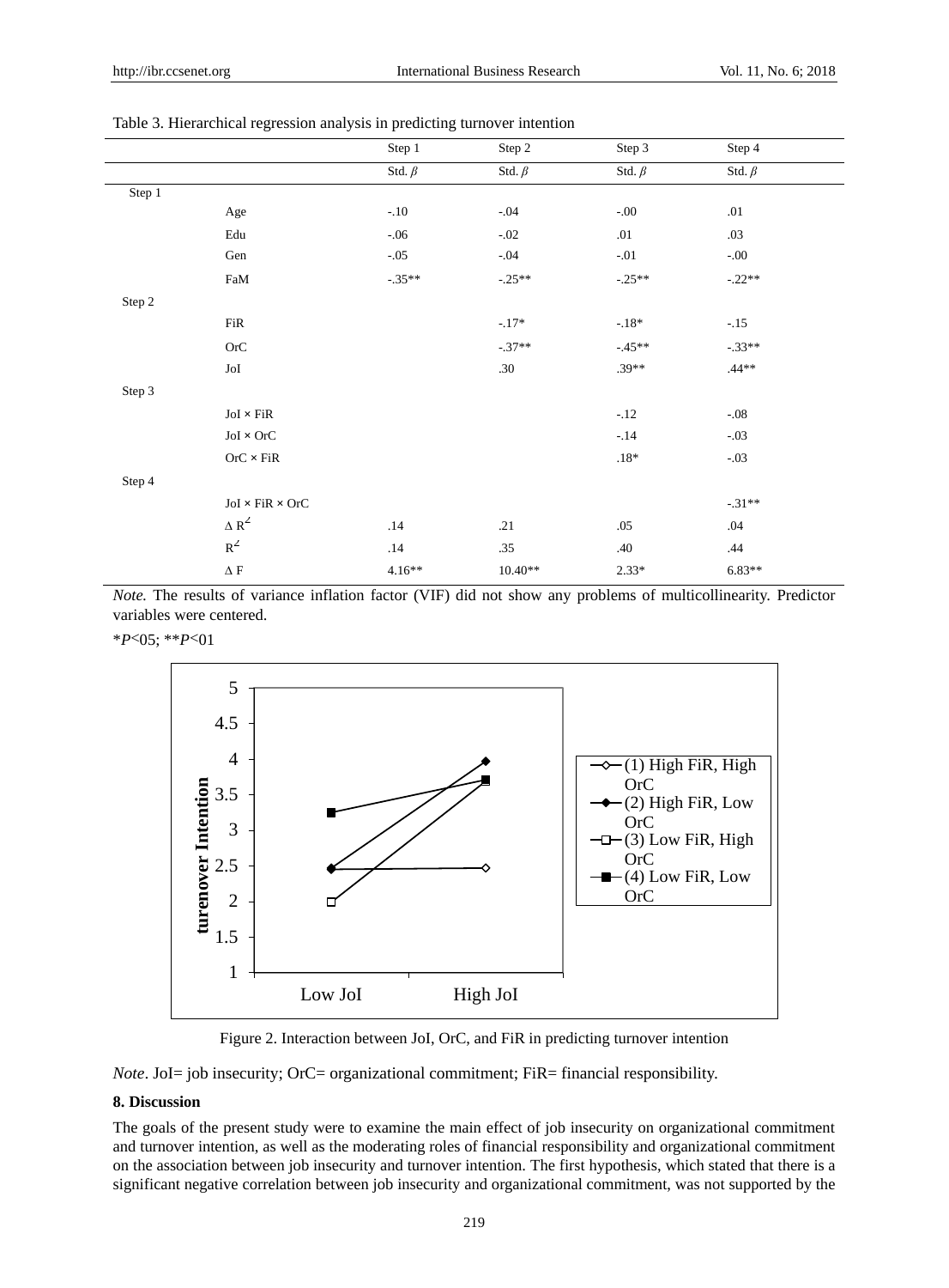Table 3. Hierarchical regression analysis in predicting turnover intention

| | | Step 1 | Step 2 | Step 3 | Step 4 |
|---|---|---|---|---|---|
| | | Std. $\beta$ | Std. $\beta$ | Std. $\beta$ | Std. $\beta$ |
| Step 1 | | | | | |
| | Age | -.10 | -.04 | -.00 | .01 |
| | Edu | -.06 | -.02 | .01 | .03 |
| | Gen | -.05 | -.04 | -.01 | -.00 |
| | FaM | -.35** | -.25** | -.25** | -.22** |
| Step 2 | | | | | |
| | FiR | | -.17* | -.18* | -.15 |
| | OrC | | -.37** | -.45** | -.33** |
| | JoI | | .30 | .39** | .44** |
| Step 3 | | | | | |
| | JoI × FiR | | | -.12 | -.08 |
| | JoI × OrC | | | -.14 | -.03 |
| | OrC × FiR | | | .18* | -.03 |
| Step 4 | | | | | |
| | JoI × FiR × OrC | | | | -.31** |
| | $\Delta R^2$ | .14 | .21 | .05 | .04 |
| | $R^2$ | .14 | .35 | .40 | .44 |
| | $\Delta F$ | 4.16** | 10.40** | 2.33* | 6.83** |

*Note.* The results of variance inflation factor (VIF) did not show any problems of multicollinearity. Predictor variables were centered.

*$P$<05; **$P$<01

Figure 2. Interaction between JoI, OrC, and FiR in predicting turnover intention

*Note*. JoI= job insecurity; OrC= organizational commitment; FiR= financial responsibility.

## 8. Discussion

The goals of the present study were to examine the main effect of job insecurity on organizational commitment and turnover intention, as well as the moderating roles of financial responsibility and organizational commitment on the association between job insecurity and turnover intention. The first hypothesis, which stated that there is a significant negative correlation between job insecurity and organizational commitment, was not supported by the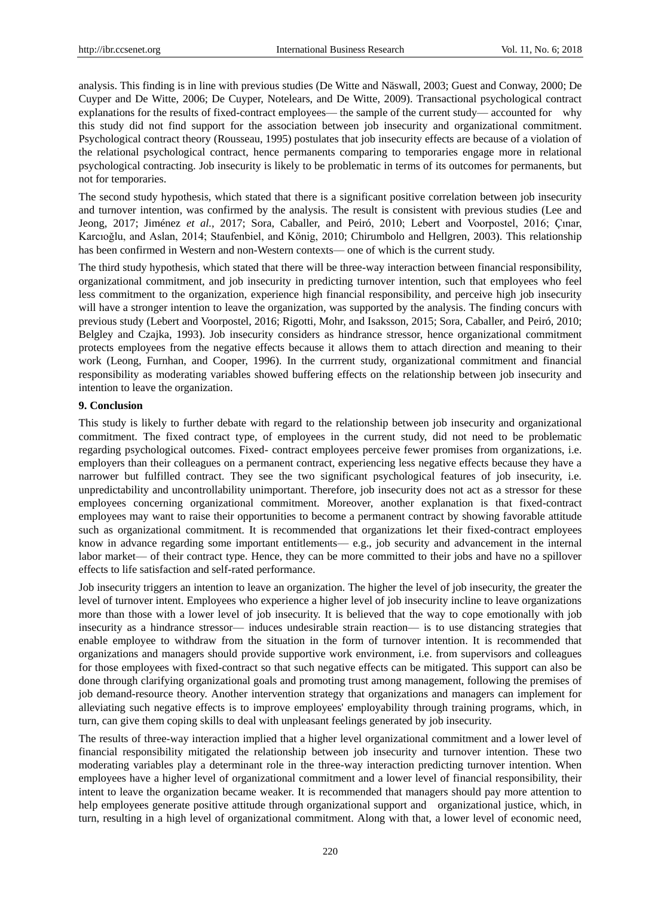analysis. This finding is in line with previous studies (De Witte and Näswall, 2003; Guest and Conway, 2000; De Cuyper and De Witte, 2006; De Cuyper, Notelears, and De Witte, 2009). Transactional psychological contract explanations for the results of fixed-contract employees— the sample of the current study— accounted for why this study did not find support for the association between job insecurity and organizational commitment. Psychological contract theory (Rousseau, 1995) postulates that job insecurity effects are because of a violation of the relational psychological contract, hence permanents comparing to temporaries engage more in relational psychological contracting. Job insecurity is likely to be problematic in terms of its outcomes for permanents, but not for temporaries.

The second study hypothesis, which stated that there is a significant positive correlation between job insecurity and turnover intention, was confirmed by the analysis. The result is consistent with previous studies (Lee and Jeong, 2017; Jiménez *et al.*, 2017; Sora, Caballer, and Peiró, 2010; Lebert and Voorpostel, 2016; Çınar, Karcıoğlu, and Aslan, 2014; Staufenbiel, and König, 2010; Chirumbolo and Hellgren, 2003). This relationship has been confirmed in Western and non-Western contexts— one of which is the current study.

The third study hypothesis, which stated that there will be three-way interaction between financial responsibility, organizational commitment, and job insecurity in predicting turnover intention, such that employees who feel less commitment to the organization, experience high financial responsibility, and perceive high job insecurity will have a stronger intention to leave the organization, was supported by the analysis. The finding concurs with previous study (Lebert and Voorpostel, 2016; Rigotti, Mohr, and Isaksson, 2015; Sora, Caballer, and Peiró, 2010; Belgley and Czajka, 1993). Job insecurity considers as hindrance stressor, hence organizational commitment protects employees from the negative effects because it allows them to attach direction and meaning to their work (Leong, Furnhan, and Cooper, 1996). In the currrent study, organizational commitment and financial responsibility as moderating variables showed buffering effects on the relationship between job insecurity and intention to leave the organization.

**9. Conclusion**

This study is likely to further debate with regard to the relationship between job insecurity and organizational commitment. The fixed contract type, of employees in the current study, did not need to be problematic regarding psychological outcomes. Fixed- contract employees perceive fewer promises from organizations, i.e. employers than their colleagues on a permanent contract, experiencing less negative effects because they have a narrower but fulfilled contract. They see the two significant psychological features of job insecurity, i.e. unpredictability and uncontrollability unimportant. Therefore, job insecurity does not act as a stressor for these employees concerning organizational commitment. Moreover, another explanation is that fixed-contract employees may want to raise their opportunities to become a permanent contract by showing favorable attitude such as organizational commitment. It is recommended that organizations let their fixed-contract employees know in advance regarding some important entitlements— e.g., job security and advancement in the internal labor market— of their contract type. Hence, they can be more committed to their jobs and have no a spillover effects to life satisfaction and self-rated performance.

Job insecurity triggers an intention to leave an organization. The higher the level of job insecurity, the greater the level of turnover intent. Employees who experience a higher level of job insecurity incline to leave organizations more than those with a lower level of job insecurity. It is believed that the way to cope emotionally with job insecurity as a hindrance stressor— induces undesirable strain reaction— is to use distancing strategies that enable employee to withdraw from the situation in the form of turnover intention. It is recommended that organizations and managers should provide supportive work environment, i.e. from supervisors and colleagues for those employees with fixed-contract so that such negative effects can be mitigated. This support can also be done through clarifying organizational goals and promoting trust among management, following the premises of job demand-resource theory. Another intervention strategy that organizations and managers can implement for alleviating such negative effects is to improve employees' employability through training programs, which, in turn, can give them coping skills to deal with unpleasant feelings generated by job insecurity.

The results of three-way interaction implied that a higher level organizational commitment and a lower level of financial responsibility mitigated the relationship between job insecurity and turnover intention. These two moderating variables play a determinant role in the three-way interaction predicting turnover intention. When employees have a higher level of organizational commitment and a lower level of financial responsibility, their intent to leave the organization became weaker. It is recommended that managers should pay more attention to help employees generate positive attitude through organizational support and organizational justice, which, in turn, resulting in a high level of organizational commitment. Along with that, a lower level of economic need,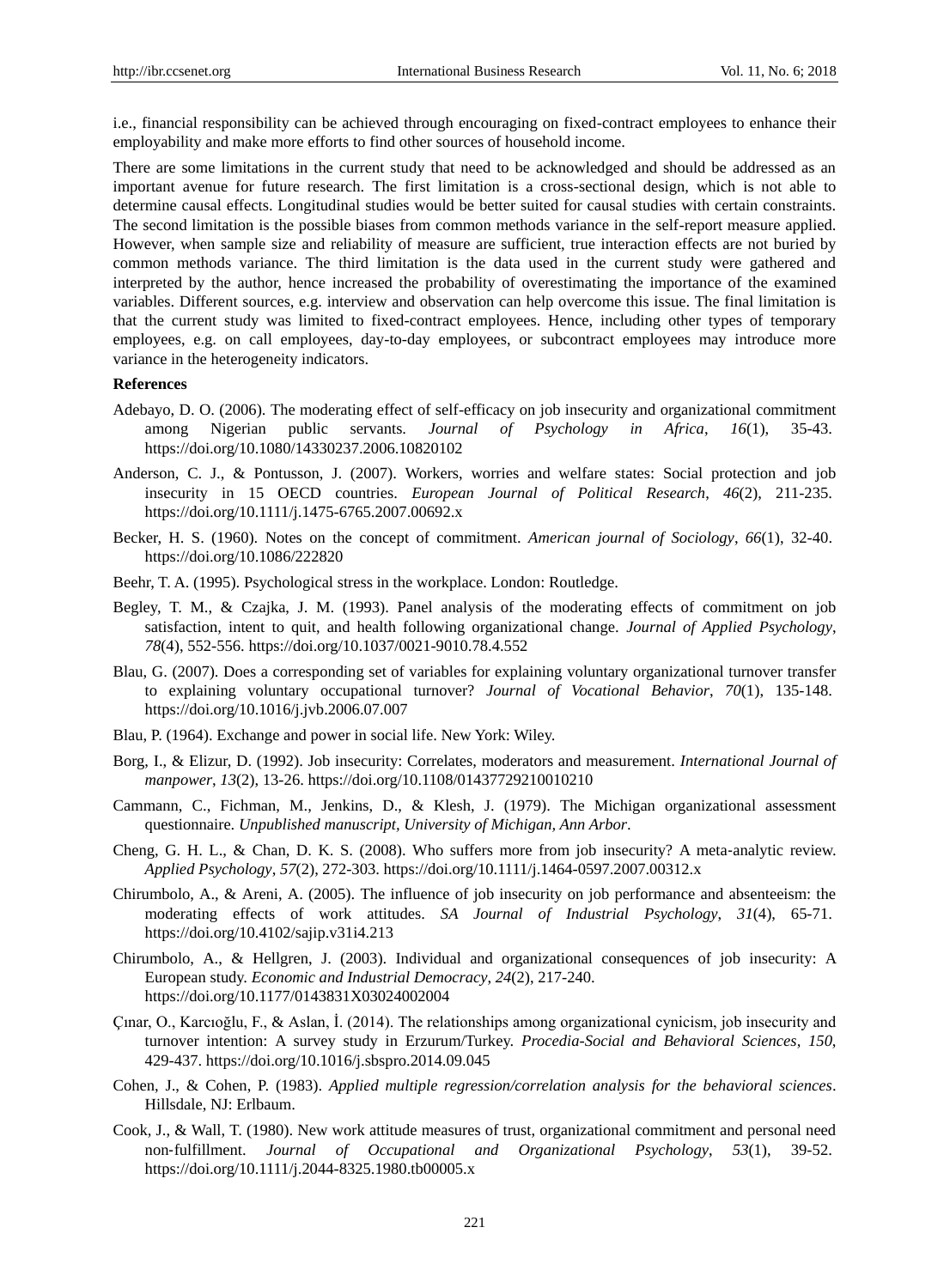i.e., financial responsibility can be achieved through encouraging on fixed-contract employees to enhance their employability and make more efforts to find other sources of household income.

There are some limitations in the current study that need to be acknowledged and should be addressed as an important avenue for future research. The first limitation is a cross-sectional design, which is not able to determine causal effects. Longitudinal studies would be better suited for causal studies with certain constraints. The second limitation is the possible biases from common methods variance in the self-report measure applied. However, when sample size and reliability of measure are sufficient, true interaction effects are not buried by common methods variance. The third limitation is the data used in the current study were gathered and interpreted by the author, hence increased the probability of overestimating the importance of the examined variables. Different sources, e.g. interview and observation can help overcome this issue. The final limitation is that the current study was limited to fixed-contract employees. Hence, including other types of temporary employees, e.g. on call employees, day-to-day employees, or subcontract employees may introduce more variance in the heterogeneity indicators.

**References**

Adebayo, D. O. (2006). The moderating effect of self-efficacy on job insecurity and organizational commitment among Nigerian public servants. *Journal of Psychology in Africa*, *16*(1), 35-43. https://doi.org/10.1080/14330237.2006.10820102

Anderson, C. J., & Pontusson, J. (2007). Workers, worries and welfare states: Social protection and job insecurity in 15 OECD countries. *European Journal of Political Research*, *46*(2), 211-235. https://doi.org/10.1111/j.1475-6765.2007.00692.x

Becker, H. S. (1960). Notes on the concept of commitment. *American journal of Sociology*, *66*(1), 32-40. https://doi.org/10.1086/222820

Beehr, T. A. (1995). Psychological stress in the workplace. London: Routledge.

Begley, T. M., & Czajka, J. M. (1993). Panel analysis of the moderating effects of commitment on job satisfaction, intent to quit, and health following organizational change. *Journal of Applied Psychology*, *78*(4), 552-556. https://doi.org/10.1037/0021-9010.78.4.552

Blau, G. (2007). Does a corresponding set of variables for explaining voluntary organizational turnover transfer to explaining voluntary occupational turnover? *Journal of Vocational Behavior*, *70*(1), 135-148. https://doi.org/10.1016/j.jvb.2006.07.007

Blau, P. (1964). Exchange and power in social life. New York: Wiley.

Borg, I., & Elizur, D. (1992). Job insecurity: Correlates, moderators and measurement. *International Journal of manpower*, *13*(2), 13-26. https://doi.org/10.1108/01437729210010210

Cammann, C., Fichman, M., Jenkins, D., & Klesh, J. (1979). The Michigan organizational assessment questionnaire. *Unpublished manuscript, University of Michigan, Ann Arbor*.

Cheng, G. H. L., & Chan, D. K. S. (2008). Who suffers more from job insecurity? A meta-analytic review. *Applied Psychology*, *57*(2), 272-303. https://doi.org/10.1111/j.1464-0597.2007.00312.x

Chirumbolo, A., & Areni, A. (2005). The influence of job insecurity on job performance and absenteeism: the moderating effects of work attitudes. *SA Journal of Industrial Psychology*, *31*(4), 65-71. https://doi.org/10.4102/sajip.v31i4.213

Chirumbolo, A., & Hellgren, J. (2003). Individual and organizational consequences of job insecurity: A European study. *Economic and Industrial Democracy*, *24*(2), 217-240. https://doi.org/10.1177/0143831X03024002004

Çınar, O., Karcıoğlu, F., & Aslan, İ. (2014). The relationships among organizational cynicism, job insecurity and turnover intention: A survey study in Erzurum/Turkey. *Procedia-Social and Behavioral Sciences*, *150*, 429-437. https://doi.org/10.1016/j.sbspro.2014.09.045

Cohen, J., & Cohen, P. (1983). *Applied multiple regression/correlation analysis for the behavioral sciences*. Hillsdale, NJ: Erlbaum.

Cook, J., & Wall, T. (1980). New work attitude measures of trust, organizational commitment and personal need non-fulfillment. *Journal of Occupational and Organizational Psychology*, *53*(1), 39-52. https://doi.org/10.1111/j.2044-8325.1980.tb00005.x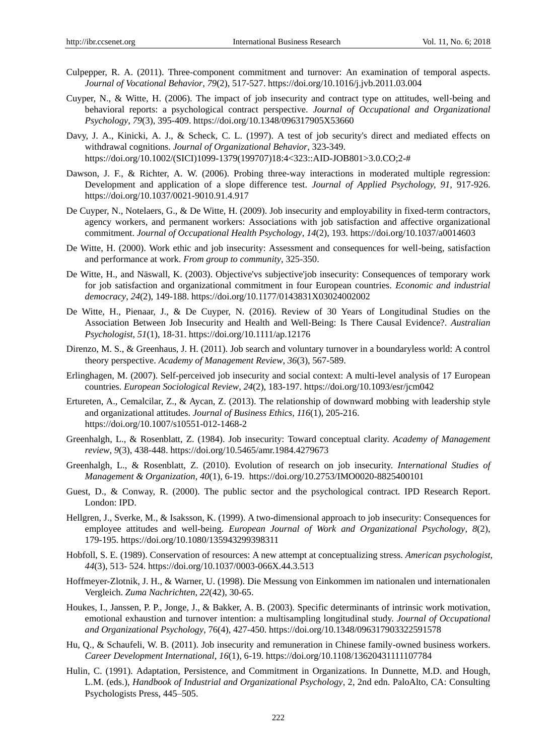Culpepper, R. A. (2011). Three-component commitment and turnover: An examination of temporal aspects. *Journal of Vocational Behavior*, *79*(2), 517-527. https://doi.org/10.1016/j.jvb.2011.03.004

Cuyper, N., & Witte, H. (2006). The impact of job insecurity and contract type on attitudes, well-being and behavioral reports: a psychological contract perspective. *Journal of Occupational and Organizational Psychology*, *79*(3), 395-409. https://doi.org/10.1348/096317905X53660

Davy, J. A., Kinicki, A. J., & Scheck, C. L. (1997). A test of job security's direct and mediated effects on withdrawal cognitions. *Journal of Organizational Behavior*, 323-349. https://doi.org/10.1002/(SICI)1099-1379(199707)18:4<323::AID-JOB801>3.0.CO;2-#

Dawson, J. F., & Richter, A. W. (2006). Probing three-way interactions in moderated multiple regression: Development and application of a slope difference test. *Journal of Applied Psychology, 91*, 917-926. https://doi.org/10.1037/0021-9010.91.4.917

De Cuyper, N., Notelaers, G., & De Witte, H. (2009). Job insecurity and employability in fixed-term contractors, agency workers, and permanent workers: Associations with job satisfaction and affective organizational commitment. *Journal of Occupational Health Psychology*, *14*(2), 193. https://doi.org/10.1037/a0014603

De Witte, H. (2000). Work ethic and job insecurity: Assessment and consequences for well-being, satisfaction and performance at work. *From group to community*, 325-350.

De Witte, H., and Näswall, K. (2003). Objective'vs subjective'job insecurity: Consequences of temporary work for job satisfaction and organizational commitment in four European countries. *Economic and industrial democracy*, *24*(2), 149-188. https://doi.org/10.1177/0143831X03024002002

De Witte, H., Pienaar, J., & De Cuyper, N. (2016). Review of 30 Years of Longitudinal Studies on the Association Between Job Insecurity and Health and Well-Being: Is There Causal Evidence?. *Australian Psychologist*, *51*(1), 18-31. https://doi.org/10.1111/ap.12176

Direnzo, M. S., & Greenhaus, J. H. (2011). Job search and voluntary turnover in a boundaryless world: A control theory perspective. *Academy of Management Review*, *36*(3), 567-589.

Erlinghagen, M. (2007). Self-perceived job insecurity and social context: A multi-level analysis of 17 European countries. *European Sociological Review*, *24*(2), 183-197. https://doi.org/10.1093/esr/jcm042

Ertureten, A., Cemalcilar, Z., & Aycan, Z. (2013). The relationship of downward mobbing with leadership style and organizational attitudes. *Journal of Business Ethics*, *116*(1), 205-216. https://doi.org/10.1007/s10551-012-1468-2

Greenhalgh, L., & Rosenblatt, Z. (1984). Job insecurity: Toward conceptual clarity. *Academy of Management review*, *9*(3), 438-448. https://doi.org/10.5465/amr.1984.4279673

Greenhalgh, L., & Rosenblatt, Z. (2010). Evolution of research on job insecurity. *International Studies of Management & Organization*, *40*(1), 6-19. https://doi.org/10.2753/IMO0020-8825400101

Guest, D., & Conway, R. (2000). The public sector and the psychological contract. IPD Research Report. London: IPD.

Hellgren, J., Sverke, M., & Isaksson, K. (1999). A two-dimensional approach to job insecurity: Consequences for employee attitudes and well-being. *European Journal of Work and Organizational Psychology*, *8*(2), 179-195. https://doi.org/10.1080/135943299398311

Hobfoll, S. E. (1989). Conservation of resources: A new attempt at conceptualizing stress. *American psychologist*, *44*(3), 513- 524. https://doi.org/10.1037/0003-066X.44.3.513

Hoffmeyer-Zlotnik, J. H., & Warner, U. (1998). Die Messung von Einkommen im nationalen und internationalen Vergleich. *Zuma Nachrichten*, *22*(42), 30-65.

Houkes, I., Janssen, P. P., Jonge, J., & Bakker, A. B. (2003). Specific determinants of intrinsic work motivation, emotional exhaustion and turnover intention: a multisampling longitudinal study. *Journal of Occupational and Organizational Psychology*, 76(4), 427-450. https://doi.org/10.1348/096317903322591578

Hu, Q., & Schaufeli, W. B. (2011). Job insecurity and remuneration in Chinese family-owned business workers. *Career Development International*, *16*(1), 6-19. https://doi.org/10.1108/13620431111107784

Hulin, C. (1991). Adaptation, Persistence, and Commitment in Organizations. In Dunnette, M.D. and Hough, L.M. (eds.), *Handbook of Industrial and Organizational Psychology*, 2, 2nd edn. PaloAlto, CA: Consulting Psychologists Press, 445–505.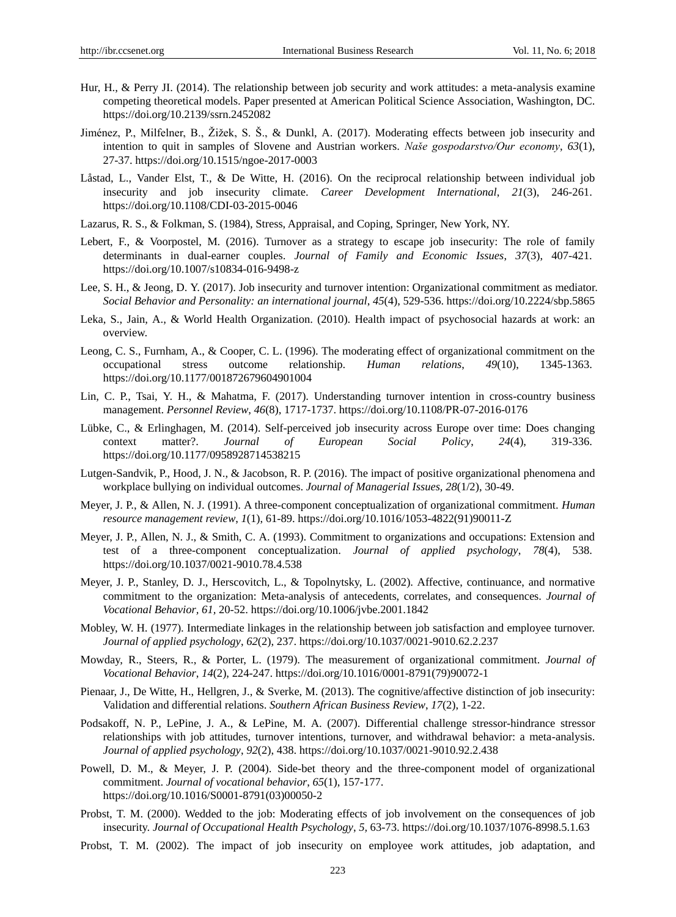Hur, H., & Perry JI. (2014). The relationship between job security and work attitudes: a meta-analysis examine competing theoretical models. Paper presented at American Political Science Association, Washington, DC. https://doi.org/10.2139/ssrn.2452082

Jiménez, P., Milfelner, B., Žižek, S. Š., & Dunkl, A. (2017). Moderating effects between job insecurity and intention to quit in samples of Slovene and Austrian workers. *Naše gospodarstvo/Our economy*, *63*(1), 27-37. https://doi.org/10.1515/ngoe-2017-0003

Låstad, L., Vander Elst, T., & De Witte, H. (2016). On the reciprocal relationship between individual job insecurity and job insecurity climate. *Career Development International*, *21*(3), 246-261. https://doi.org/10.1108/CDI-03-2015-0046

Lazarus, R. S., & Folkman, S. (1984), Stress, Appraisal, and Coping, Springer, New York, NY.

Lebert, F., & Voorpostel, M. (2016). Turnover as a strategy to escape job insecurity: The role of family determinants in dual-earner couples. *Journal of Family and Economic Issues*, *37*(3), 407-421. https://doi.org/10.1007/s10834-016-9498-z

Lee, S. H., & Jeong, D. Y. (2017). Job insecurity and turnover intention: Organizational commitment as mediator. *Social Behavior and Personality: an international journal*, *45*(4), 529-536. https://doi.org/10.2224/sbp.5865

Leka, S., Jain, A., & World Health Organization. (2010). Health impact of psychosocial hazards at work: an overview.

Leong, C. S., Furnham, A., & Cooper, C. L. (1996). The moderating effect of organizational commitment on the occupational stress outcome relationship. *Human relations*, *49*(10), 1345-1363. https://doi.org/10.1177/001872679604901004

Lin, C. P., Tsai, Y. H., & Mahatma, F. (2017). Understanding turnover intention in cross-country business management. *Personnel Review*, *46*(8), 1717-1737. https://doi.org/10.1108/PR-07-2016-0176

Lübke, C., & Erlinghagen, M. (2014). Self-perceived job insecurity across Europe over time: Does changing context matter?. *Journal of European Social Policy*, *24*(4), 319-336. https://doi.org/10.1177/0958928714538215

Lutgen-Sandvik, P., Hood, J. N., & Jacobson, R. P. (2016). The impact of positive organizational phenomena and workplace bullying on individual outcomes. *Journal of Managerial Issues, 28*(1/2), 30-49.

Meyer, J. P., & Allen, N. J. (1991). A three-component conceptualization of organizational commitment. *Human resource management review*, *1*(1), 61-89. https://doi.org/10.1016/1053-4822(91)90011-Z

Meyer, J. P., Allen, N. J., & Smith, C. A. (1993). Commitment to organizations and occupations: Extension and test of a three-component conceptualization. *Journal of applied psychology*, *78*(4), 538. https://doi.org/10.1037/0021-9010.78.4.538

Meyer, J. P., Stanley, D. J., Herscovitch, L., & Topolnytsky, L. (2002). Affective, continuance, and normative commitment to the organization: Meta-analysis of antecedents, correlates, and consequences. *Journal of Vocational Behavior, 61,* 20-52. https://doi.org/10.1006/jvbe.2001.1842

Mobley, W. H. (1977). Intermediate linkages in the relationship between job satisfaction and employee turnover. *Journal of applied psychology*, *62*(2), 237. https://doi.org/10.1037/0021-9010.62.2.237

Mowday, R., Steers, R., & Porter, L. (1979). The measurement of organizational commitment. *Journal of Vocational Behavior*, *14*(2), 224-247. https://doi.org/10.1016/0001-8791(79)90072-1

Pienaar, J., De Witte, H., Hellgren, J., & Sverke, M. (2013). The cognitive/affective distinction of job insecurity: Validation and differential relations. *Southern African Business Review*, *17*(2), 1-22.

Podsakoff, N. P., LePine, J. A., & LePine, M. A. (2007). Differential challenge stressor-hindrance stressor relationships with job attitudes, turnover intentions, turnover, and withdrawal behavior: a meta-analysis. *Journal of applied psychology*, *92*(2), 438. https://doi.org/10.1037/0021-9010.92.2.438

Powell, D. M., & Meyer, J. P. (2004). Side-bet theory and the three-component model of organizational commitment. *Journal of vocational behavior*, *65*(1), 157-177. https://doi.org/10.1016/S0001-8791(03)00050-2

Probst, T. M. (2000). Wedded to the job: Moderating effects of job involvement on the consequences of job insecurity. *Journal of Occupational Health Psychology*, *5,* 63-73. https://doi.org/10.1037/1076-8998.5.1.63

Probst, T. M. (2002). The impact of job insecurity on employee work attitudes, job adaptation, and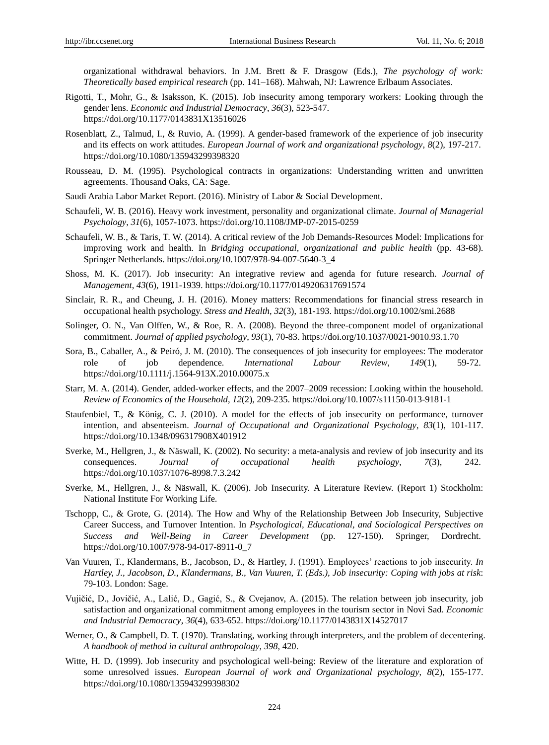organizational withdrawal behaviors. In J.M. Brett & F. Drasgow (Eds.), *The psychology of work: Theoretically based empirical research* (pp. 141–168). Mahwah, NJ: Lawrence Erlbaum Associates.

Rigotti, T., Mohr, G., & Isaksson, K. (2015). Job insecurity among temporary workers: Looking through the gender lens. *Economic and Industrial Democracy*, *36*(3), 523-547. https://doi.org/10.1177/0143831X13516026

Rosenblatt, Z., Talmud, I., & Ruvio, A. (1999). A gender-based framework of the experience of job insecurity and its effects on work attitudes. *European Journal of work and organizational psychology*, *8*(2), 197-217. https://doi.org/10.1080/135943299398320

Rousseau, D. M. (1995). Psychological contracts in organizations: Understanding written and unwritten agreements. Thousand Oaks, CA: Sage.

Saudi Arabia Labor Market Report. (2016). Ministry of Labor & Social Development.

Schaufeli, W. B. (2016). Heavy work investment, personality and organizational climate. *Journal of Managerial Psychology*, *31*(6), 1057-1073. https://doi.org/10.1108/JMP-07-2015-0259

Schaufeli, W. B., & Taris, T. W. (2014). A critical review of the Job Demands-Resources Model: Implications for improving work and health. In *Bridging occupational, organizational and public health* (pp. 43-68). Springer Netherlands. https://doi.org/10.1007/978-94-007-5640-3_4

Shoss, M. K. (2017). Job insecurity: An integrative review and agenda for future research. *Journal of Management*, *43*(6), 1911-1939. https://doi.org/10.1177/0149206317691574

Sinclair, R. R., and Cheung, J. H. (2016). Money matters: Recommendations for financial stress research in occupational health psychology. *Stress and Health*, *32*(3), 181-193. https://doi.org/10.1002/smi.2688

Solinger, O. N., Van Olffen, W., & Roe, R. A. (2008). Beyond the three-component model of organizational commitment. *Journal of applied psychology*, *93*(1), 70-83. https://doi.org/10.1037/0021-9010.93.1.70

Sora, B., Caballer, A., & Peiró, J. M. (2010). The consequences of job insecurity for employees: The moderator role of job dependence. *International Labour Review*, *149*(1), 59-72. https://doi.org/10.1111/j.1564-913X.2010.00075.x

Starr, M. A. (2014). Gender, added-worker effects, and the 2007–2009 recession: Looking within the household. *Review of Economics of the Household*, *12*(2), 209-235. https://doi.org/10.1007/s11150-013-9181-1

Staufenbiel, T., & König, C. J. (2010). A model for the effects of job insecurity on performance, turnover intention, and absenteeism. *Journal of Occupational and Organizational Psychology*, *83*(1), 101-117. https://doi.org/10.1348/096317908X401912

Sverke, M., Hellgren, J., & Näswall, K. (2002). No security: a meta-analysis and review of job insecurity and its consequences. *Journal of occupational health psychology*, *7*(3), 242. https://doi.org/10.1037/1076-8998.7.3.242

Sverke, M., Hellgren, J., & Näswall, K. (2006). Job Insecurity. A Literature Review. (Report 1) Stockholm: National Institute For Working Life.

Tschopp, C., & Grote, G. (2014). The How and Why of the Relationship Between Job Insecurity, Subjective Career Success, and Turnover Intention. In *Psychological, Educational, and Sociological Perspectives on Success and Well-Being in Career Development* (pp. 127-150). Springer, Dordrecht. https://doi.org/10.1007/978-94-017-8911-0_7

Van Vuuren, T., Klandermans, B., Jacobson, D., & Hartley, J. (1991). Employees' reactions to job insecurity. *In Hartley, J., Jacobson, D., Klandermans, B., Van Vuuren, T. (Eds.), Job insecurity: Coping with jobs at risk*: 79-103. London: Sage.

Vujičić, D., Jovičić, A., Lalić, D., Gagić, S., & Cvejanov, A. (2015). The relation between job insecurity, job satisfaction and organizational commitment among employees in the tourism sector in Novi Sad. *Economic and Industrial Democracy*, *36*(4), 633-652. https://doi.org/10.1177/0143831X14527017

Werner, O., & Campbell, D. T. (1970). Translating, working through interpreters, and the problem of decentering. *A handbook of method in cultural anthropology*, *398*, 420.

Witte, H. D. (1999). Job insecurity and psychological well-being: Review of the literature and exploration of some unresolved issues. *European Journal of work and Organizational psychology*, *8*(2), 155-177. https://doi.org/10.1080/135943299398302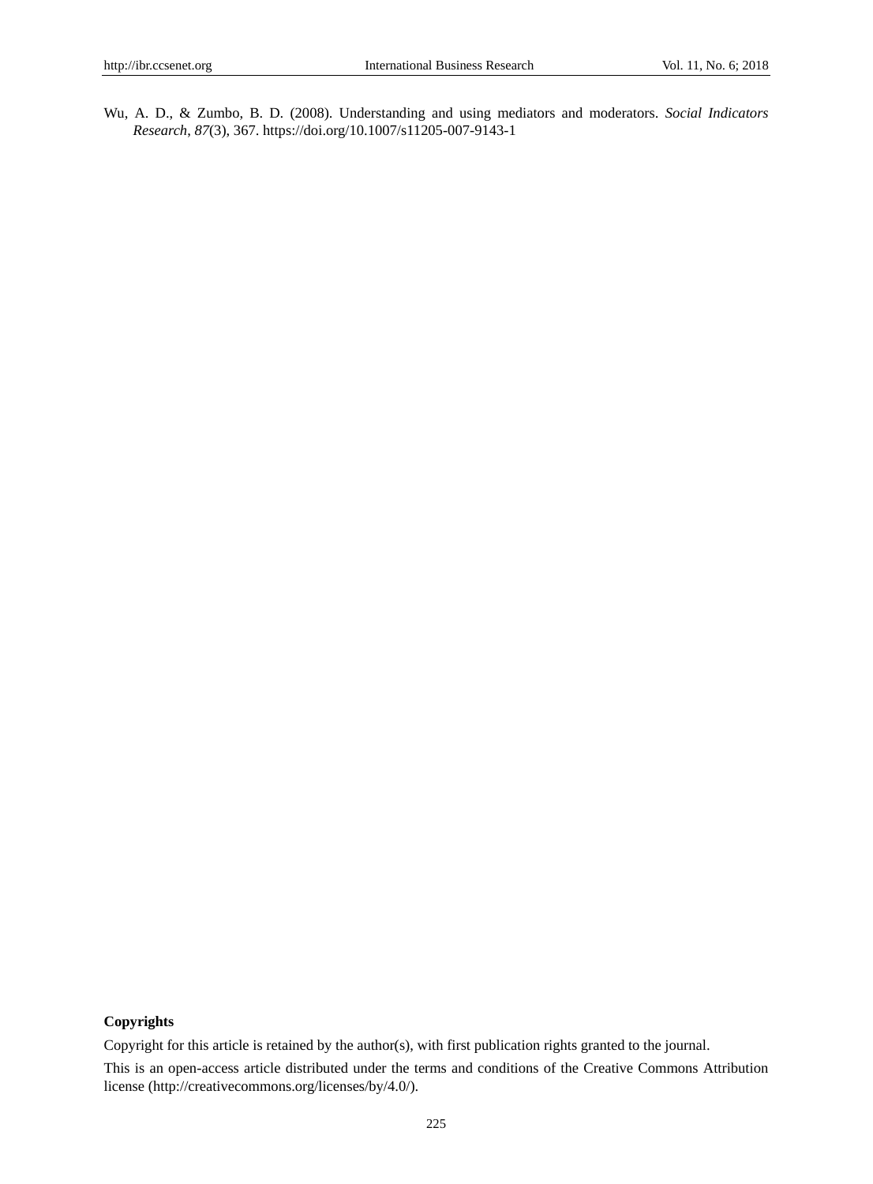Wu, A. D., & Zumbo, B. D. (2008). Understanding and using mediators and moderators. *Social Indicators Research*, *87*(3), 367. https://doi.org/10.1007/s11205-007-9143-1

**Copyrights**

Copyright for this article is retained by the author(s), with first publication rights granted to the journal.

This is an open-access article distributed under the terms and conditions of the Creative Commons Attribution license (http://creativecommons.org/licenses/by/4.0/).